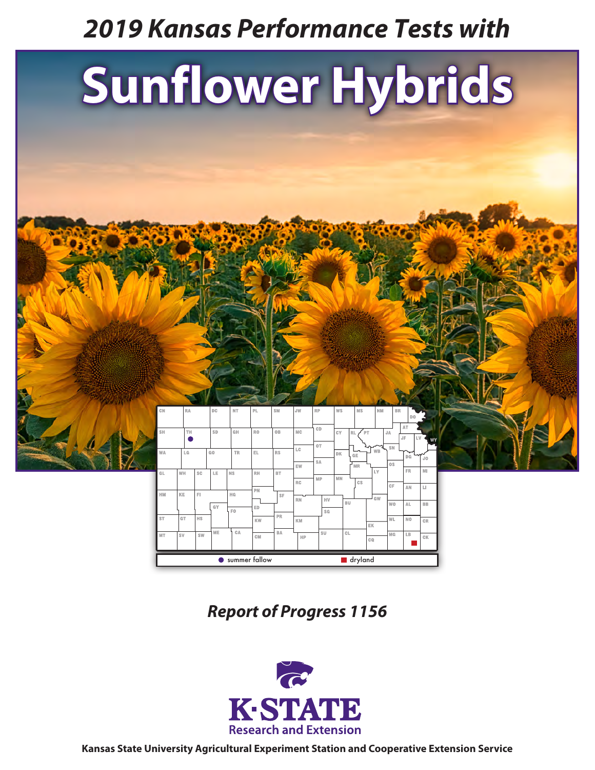# 2019 Kansas Performance Tests with

# Sunflower Hybrids

● summer fallow ■ dryland

*Report of Progress 1156*

K·STATE
Research and Extension

**Kansas State University Agricultural Experiment Station and Cooperative Extension Service**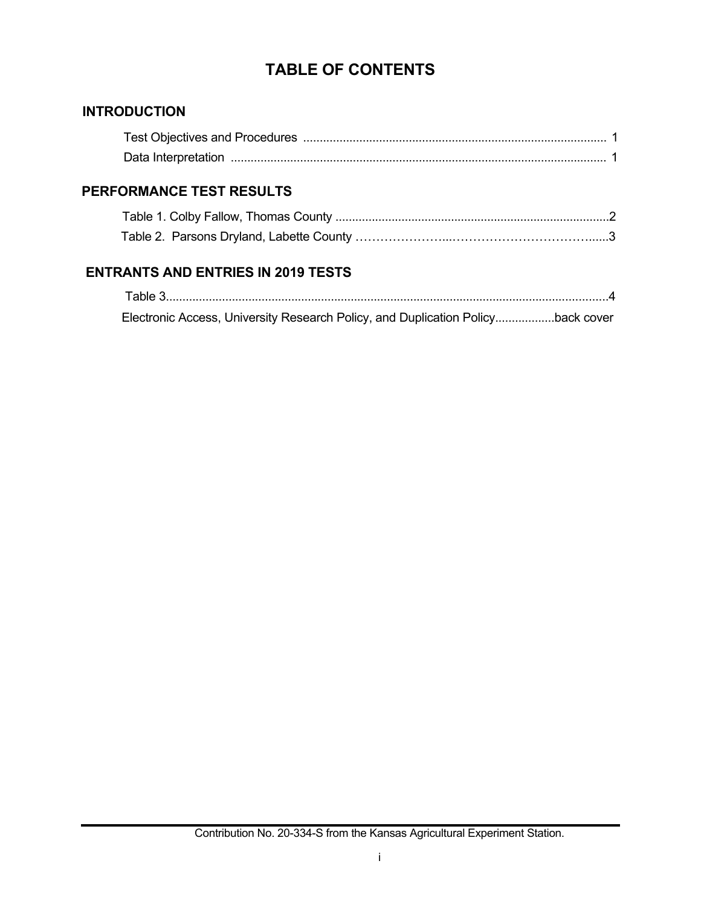# TABLE OF CONTENTS

## INTRODUCTION

Test Objectives and Procedures ............................................................................................ 1

Data Interpretation .................................................................................................................. 1

## PERFORMANCE TEST RESULTS

Table 1. Colby Fallow, Thomas County ...................................................................................2

Table 2. Parsons Dryland, Labette County …………………...………………………………......3

## ENTRANTS AND ENTRIES IN 2019 TESTS

Table 3......................................................................................................................................4

Electronic Access, University Research Policy, and Duplication Policy.................back cover

Contribution No. 20-334-S from the Kansas Agricultural Experiment Station.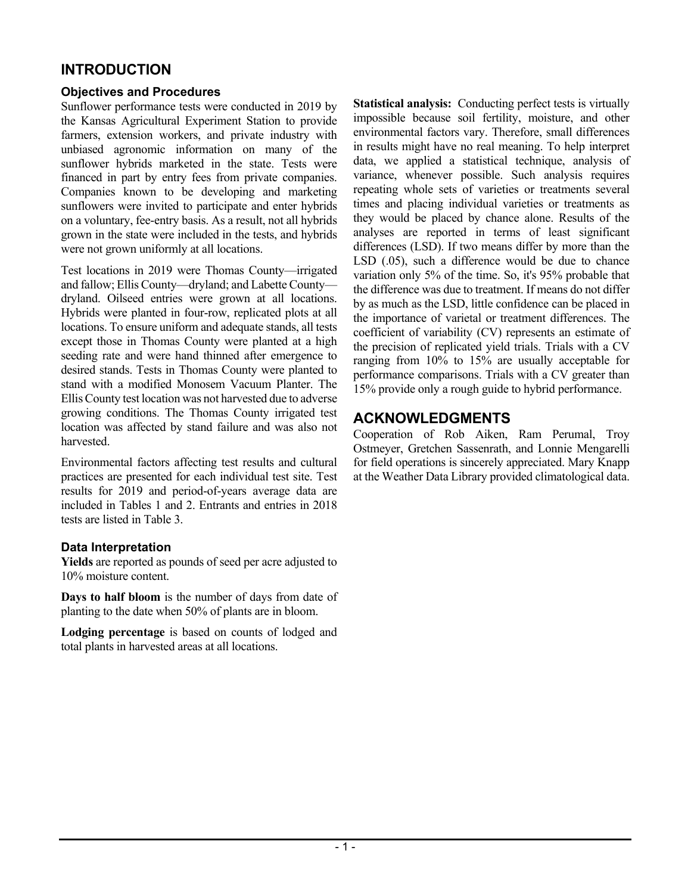## INTRODUCTION

### Objectives and Procedures

Sunflower performance tests were conducted in 2019 by the Kansas Agricultural Experiment Station to provide farmers, extension workers, and private industry with unbiased agronomic information on many of the sunflower hybrids marketed in the state. Tests were financed in part by entry fees from private companies. Companies known to be developing and marketing sunflowers were invited to participate and enter hybrids on a voluntary, fee-entry basis. As a result, not all hybrids grown in the state were included in the tests, and hybrids were not grown uniformly at all locations.

Test locations in 2019 were Thomas County—irrigated and fallow; Ellis County—dryland; and Labette County—dryland. Oilseed entries were grown at all locations. Hybrids were planted in four-row, replicated plots at all locations. To ensure uniform and adequate stands, all tests except those in Thomas County were planted at a high seeding rate and were hand thinned after emergence to desired stands. Tests in Thomas County were planted to stand with a modified Monosem Vacuum Planter. The Ellis County test location was not harvested due to adverse growing conditions. The Thomas County irrigated test location was affected by stand failure and was also not harvested.

Environmental factors affecting test results and cultural practices are presented for each individual test site. Test results for 2019 and period-of-years average data are included in Tables 1 and 2. Entrants and entries in 2018 tests are listed in Table 3.

### Data Interpretation

**Yields** are reported as pounds of seed per acre adjusted to 10% moisture content.

**Days to half bloom** is the number of days from date of planting to the date when 50% of plants are in bloom.

**Lodging percentage** is based on counts of lodged and total plants in harvested areas at all locations.

**Statistical analysis:** Conducting perfect tests is virtually impossible because soil fertility, moisture, and other environmental factors vary. Therefore, small differences in results might have no real meaning. To help interpret data, we applied a statistical technique, analysis of variance, whenever possible. Such analysis requires repeating whole sets of varieties or treatments several times and placing individual varieties or treatments as they would be placed by chance alone. Results of the analyses are reported in terms of least significant differences (LSD). If two means differ by more than the LSD (.05), such a difference would be due to chance variation only 5% of the time. So, it's 95% probable that the difference was due to treatment. If means do not differ by as much as the LSD, little confidence can be placed in the importance of varietal or treatment differences. The coefficient of variability (CV) represents an estimate of the precision of replicated yield trials. Trials with a CV ranging from 10% to 15% are usually acceptable for performance comparisons. Trials with a CV greater than 15% provide only a rough guide to hybrid performance.

## ACKNOWLEDGMENTS

Cooperation of Rob Aiken, Ram Perumal, Troy Ostmeyer, Gretchen Sassenrath, and Lonnie Mengarelli for field operations is sincerely appreciated. Mary Knapp at the Weather Data Library provided climatological data.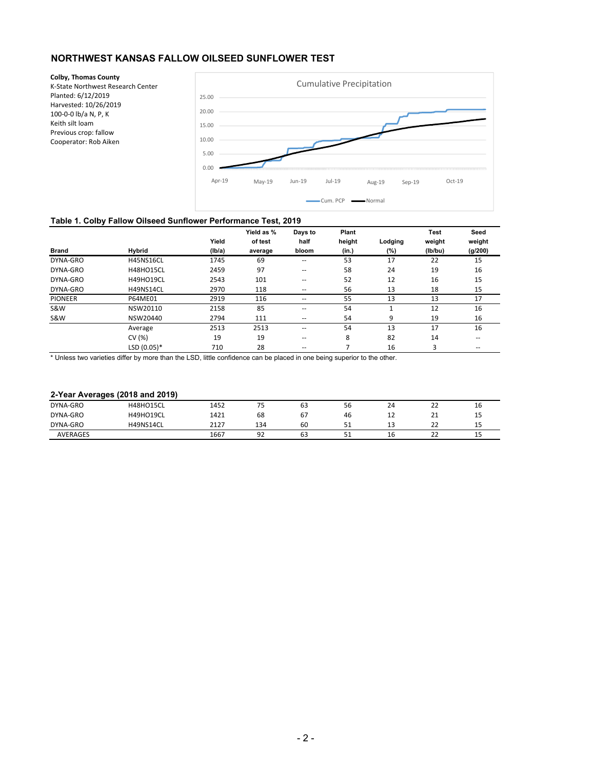## NORTHWEST KANSAS FALLOW OILSEED SUNFLOWER TEST

**Colby, Thomas County**
K-State Northwest Research Center
Planted: 6/12/2019
Harvested: 10/26/2019
100-0-0 lb/a N, P, K
Keith silt loam
Previous crop: fallow
Cooperator: Rob Aiken

### Table 1. Colby Fallow Oilseed Sunflower Performance Test, 2019

| Brand | Hybrid | Yield (lb/a) | Yield as % of test average | Days to half bloom | Plant height (in.) | Lodging (%) | Test weight (lb/bu) | Seed weight (g/200) |
|---|---|---|---|---|---|---|---|---|
| DYNA-GRO | H45NS16CL | 1745 | 69 | -- | 53 | 17 | 22 | 15 |
| DYNA-GRO | H48HO15CL | 2459 | 97 | -- | 58 | 24 | 19 | 16 |
| DYNA-GRO | H49HO19CL | 2543 | 101 | -- | 52 | 12 | 16 | 15 |
| DYNA-GRO | H49NS14CL | 2970 | 118 | -- | 56 | 13 | 18 | 15 |
| PIONEER | P64ME01 | 2919 | 116 | -- | 55 | 13 | 13 | 17 |
| S&W | NSW20110 | 2158 | 85 | -- | 54 | 1 | 12 | 16 |
| S&W | NSW20440 | 2794 | 111 | -- | 54 | 9 | 19 | 16 |
| | Average | 2513 | 2513 | -- | 54 | 13 | 17 | 16 |
| | CV (%) | 19 | 19 | -- | 8 | 82 | 14 | -- |
| | LSD (0.05)* | 710 | 28 | -- | 7 | 16 | 3 | -- |

* Unless two varieties differ by more than the LSD, little confidence can be placed in one being superior to the other.

### 2-Year Averages (2018 and 2019)

| Brand | Hybrid | Yield (lb/a) | Yield as % of test average | Days to half bloom | Plant height (in.) | Lodging (%) | Test weight (lb/bu) | Seed weight (g/200) |
|---|---|---|---|---|---|---|---|---|
| DYNA-GRO | H48HO15CL | 1452 | 75 | 63 | 56 | 24 | 22 | 16 |
| DYNA-GRO | H49HO19CL | 1421 | 68 | 67 | 46 | 12 | 21 | 15 |
| DYNA-GRO | H49NS14CL | 2127 | 134 | 60 | 51 | 13 | 22 | 15 |
| AVERAGES | | 1667 | 92 | 63 | 51 | 16 | 22 | 15 |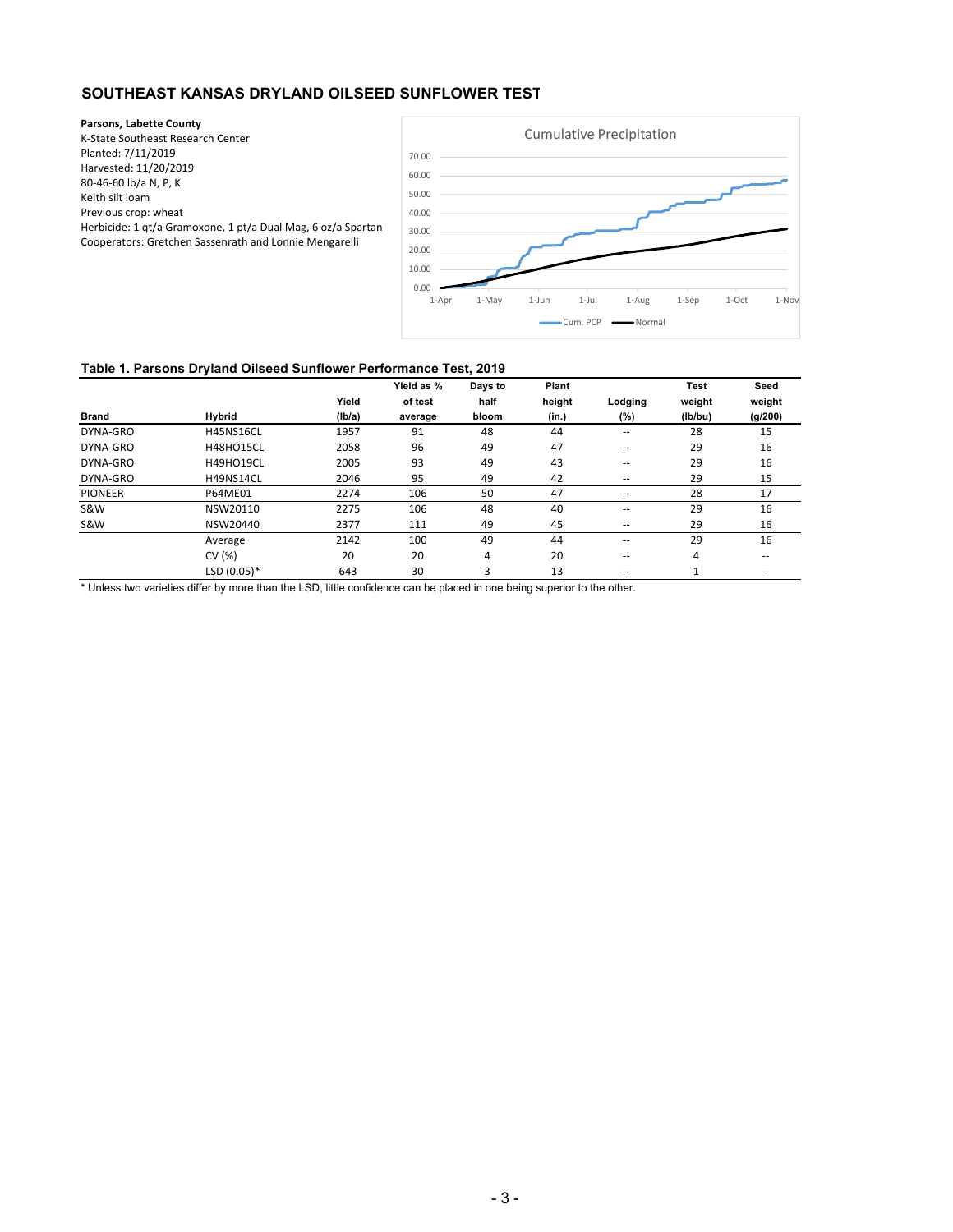# SOUTHEAST KANSAS DRYLAND OILSEED SUNFLOWER TEST

**Parsons, Labette County**
K-State Southeast Research Center
Planted: 7/11/2019
Harvested: 11/20/2019
80-46-60 lb/a N, P, K
Keith silt loam
Previous crop: wheat
Herbicide: 1 qt/a Gramoxone, 1 pt/a Dual Mag, 6 oz/a Spartan
Cooperators: Gretchen Sassenrath and Lonnie Mengarelli

**Table 1. Parsons Dryland Oilseed Sunflower Performance Test, 2019**

| Brand | Hybrid | Yield (lb/a) | Yield as % of test average | Days to half bloom | Plant height (in.) | Lodging (%) | Test weight (lb/bu) | Seed weight (g/200) |
|---|---|---|---|---|---|---|---|---|
| DYNA-GRO | H45NS16CL | 1957 | 91 | 48 | 44 | -- | 28 | 15 |
| DYNA-GRO | H48HO15CL | 2058 | 96 | 49 | 47 | -- | 29 | 16 |
| DYNA-GRO | H49HO19CL | 2005 | 93 | 49 | 43 | -- | 29 | 16 |
| DYNA-GRO | H49NS14CL | 2046 | 95 | 49 | 42 | -- | 29 | 15 |
| PIONEER | P64ME01 | 2274 | 106 | 50 | 47 | -- | 28 | 17 |
| S&W | NSW20110 | 2275 | 106 | 48 | 40 | -- | 29 | 16 |
| S&W | NSW20440 | 2377 | 111 | 49 | 45 | -- | 29 | 16 |
| | Average | 2142 | 100 | 49 | 44 | -- | 29 | 16 |
| | CV (%) | 20 | 20 | 4 | 20 | -- | 4 | -- |
| | LSD (0.05)* | 643 | 30 | 3 | 13 | -- | 1 | -- |

* Unless two varieties differ by more than the LSD, little confidence can be placed in one being superior to the other.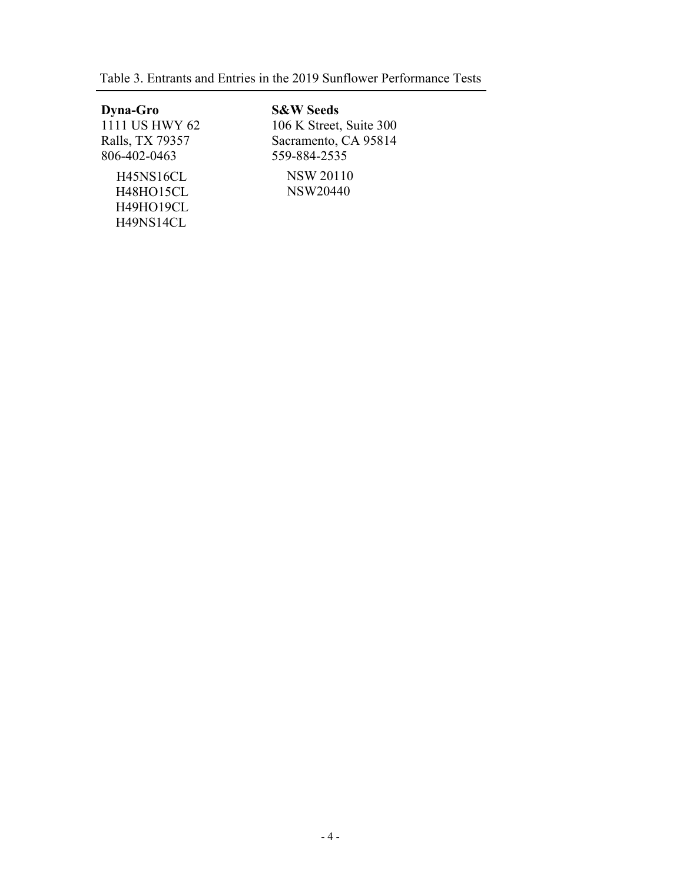Table 3. Entrants and Entries in the 2019 Sunflower Performance Tests

**Dyna-Gro**
1111 US HWY 62
Ralls, TX 79357
806-402-0463

- H45NS16CL
- H48HO15CL
- H49HO19CL
- H49NS14CL

**S&W Seeds**
106 K Street, Suite 300
Sacramento, CA 95814
559-884-2535

- NSW 20110
- NSW20440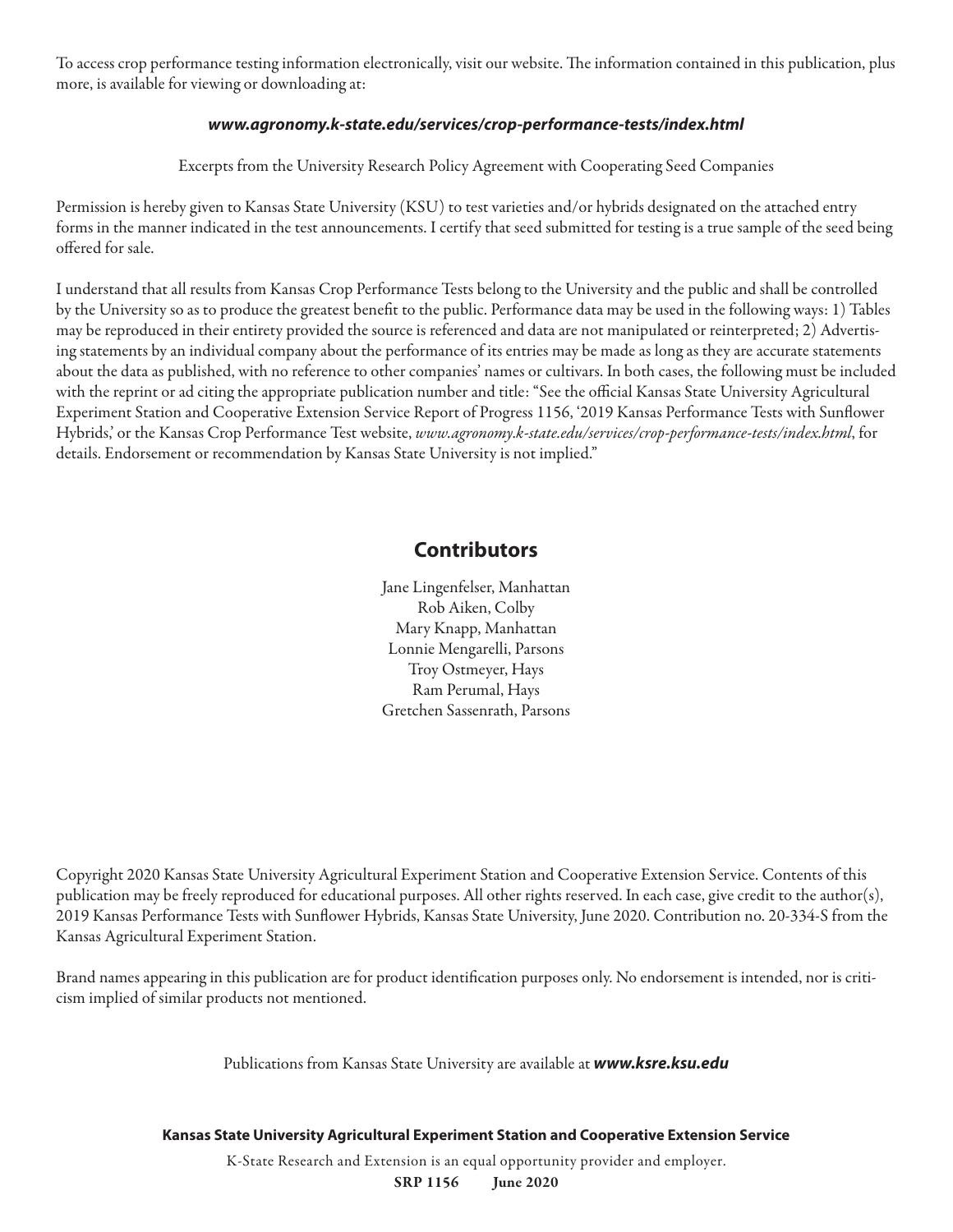To access crop performance testing information electronically, visit our website. The information contained in this publication, plus more, is available for viewing or downloading at:

***www.agronomy.k-state.edu/services/crop-performance-tests/index.html***

Excerpts from the University Research Policy Agreement with Cooperating Seed Companies

Permission is hereby given to Kansas State University (KSU) to test varieties and/or hybrids designated on the attached entry forms in the manner indicated in the test announcements. I certify that seed submitted for testing is a true sample of the seed being offered for sale.

I understand that all results from Kansas Crop Performance Tests belong to the University and the public and shall be controlled by the University so as to produce the greatest benefit to the public. Performance data may be used in the following ways: 1) Tables may be reproduced in their entirety provided the source is referenced and data are not manipulated or reinterpreted; 2) Advertising statements by an individual company about the performance of its entries may be made as long as they are accurate statements about the data as published, with no reference to other companies' names or cultivars. In both cases, the following must be included with the reprint or ad citing the appropriate publication number and title: "See the official Kansas State University Agricultural Experiment Station and Cooperative Extension Service Report of Progress 1156, '2019 Kansas Performance Tests with Sunflower Hybrids,' or the Kansas Crop Performance Test website, *www.agronomy.k-state.edu/services/crop-performance-tests/index.html*, for details. Endorsement or recommendation by Kansas State University is not implied."

## Contributors

Jane Lingenfelser, Manhattan
Rob Aiken, Colby
Mary Knapp, Manhattan
Lonnie Mengarelli, Parsons
Troy Ostmeyer, Hays
Ram Perumal, Hays
Gretchen Sassenrath, Parsons

Copyright 2020 Kansas State University Agricultural Experiment Station and Cooperative Extension Service. Contents of this publication may be freely reproduced for educational purposes. All other rights reserved. In each case, give credit to the author(s), 2019 Kansas Performance Tests with Sunflower Hybrids, Kansas State University, June 2020. Contribution no. 20-334-S from the Kansas Agricultural Experiment Station.

Brand names appearing in this publication are for product identification purposes only. No endorsement is intended, nor is criticism implied of similar products not mentioned.

Publications from Kansas State University are available at ***www.ksre.ksu.edu***

**Kansas State University Agricultural Experiment Station and Cooperative Extension Service**

K-State Research and Extension is an equal opportunity provider and employer.

**SRP 1156 June 2020**